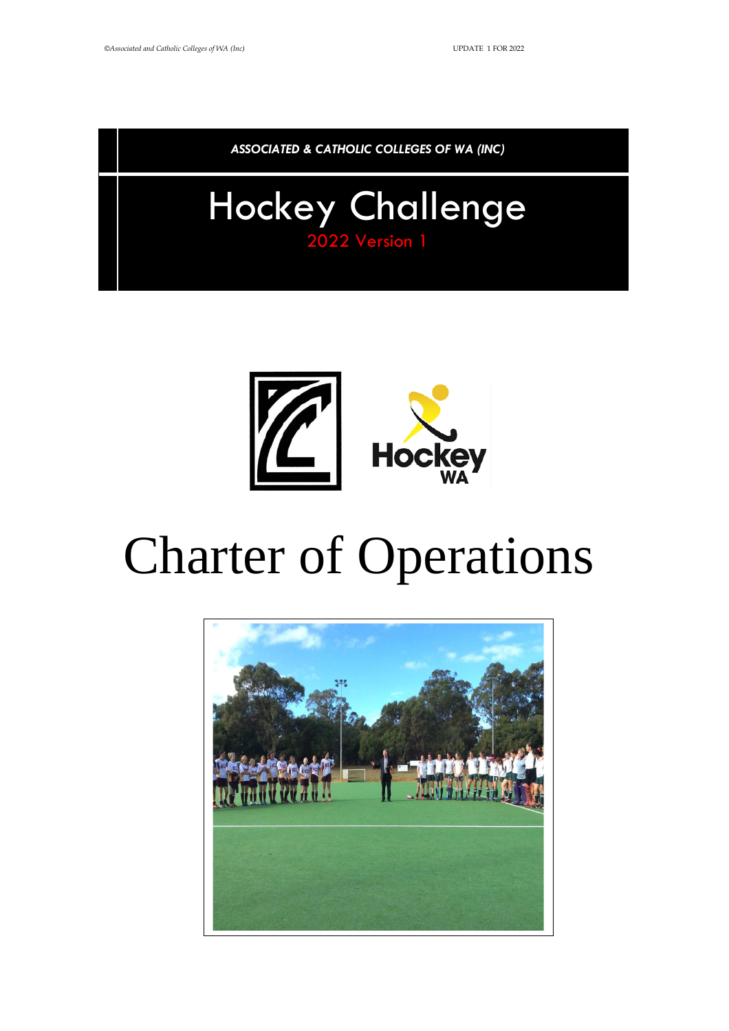ASSOCIATED & CATHOLIC COLLEGES OF WA (INC)

# Hockey Challenge

2022 Version 1

# Charter of Operations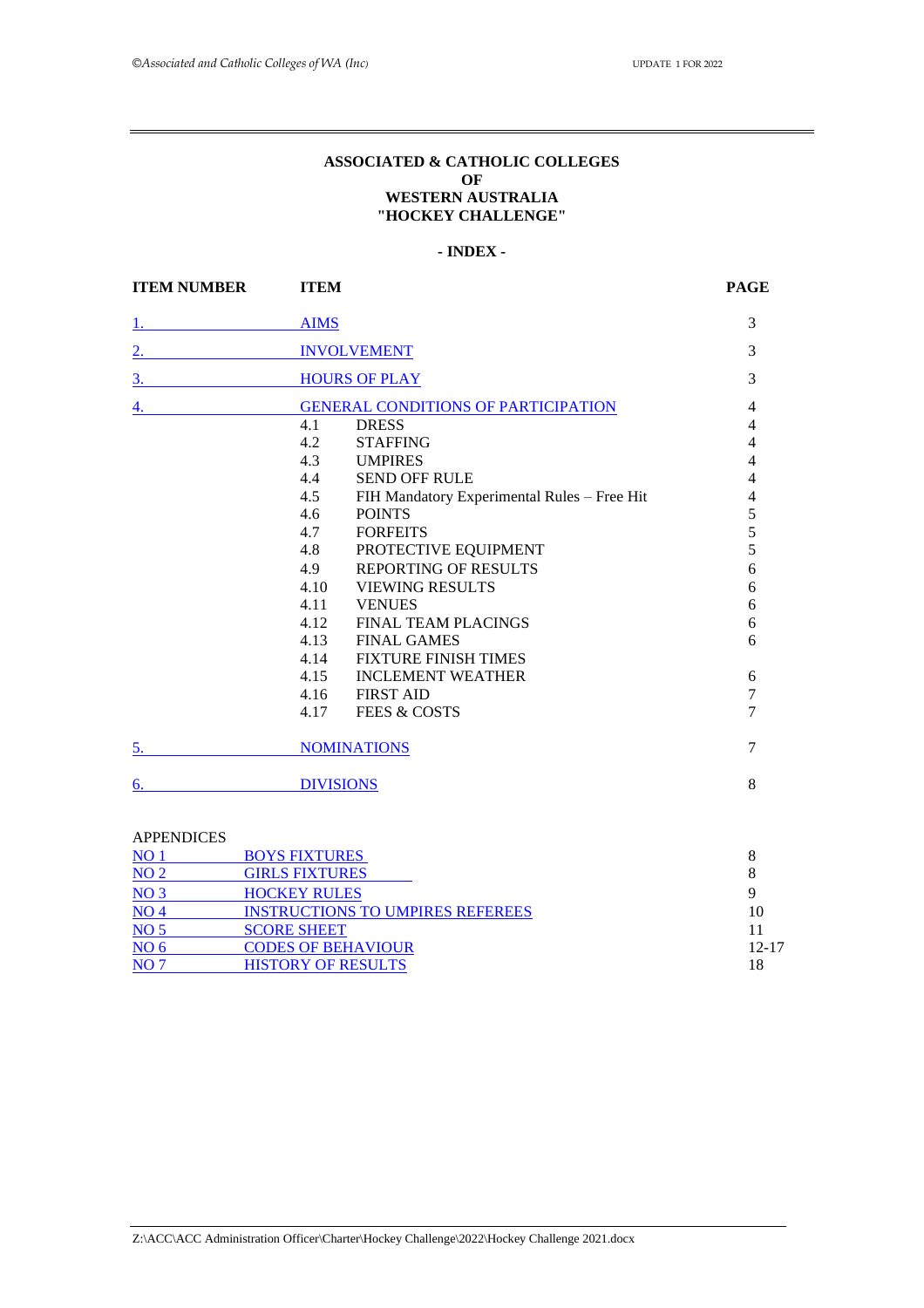**ASSOCIATED & CATHOLIC COLLEGES**
**OF**
**WESTERN AUSTRALIA**
**"HOCKEY CHALLENGE"**

**- INDEX -**

| ITEM NUMBER | ITEM | | PAGE |
|---|---|---|---|
| 1. | AIMS | | 3 |
| 2. | INVOLVEMENT | | 3 |
| 3. | HOURS OF PLAY | | 3 |
| 4. | GENERAL CONDITIONS OF PARTICIPATION | | 4 |
| | 4.1 | DRESS | 4 |
| | 4.2 | STAFFING | 4 |
| | 4.3 | UMPIRES | 4 |
| | 4.4 | SEND OFF RULE | 4 |
| | 4.5 | FIH Mandatory Experimental Rules – Free Hit | 4 |
| | 4.6 | POINTS | 5 |
| | 4.7 | FORFEITS | 5 |
| | 4.8 | PROTECTIVE EQUIPMENT | 5 |
| | 4.9 | REPORTING OF RESULTS | 6 |
| | 4.10 | VIEWING RESULTS | 6 |
| | 4.11 | VENUES | 6 |
| | 4.12 | FINAL TEAM PLACINGS | 6 |
| | 4.13 | FINAL GAMES | 6 |
| | 4.14 | FIXTURE FINISH TIMES | |
| | 4.15 | INCLEMENT WEATHER | 6 |
| | 4.16 | FIRST AID | 7 |
| | 4.17 | FEES & COSTS | 7 |
| 5. | NOMINATIONS | | 7 |
| 6. | DIVISIONS | | 8 |

APPENDICES

| | | |
|---|---|---|
| NO 1 | BOYS FIXTURES | 8 |
| NO 2 | GIRLS FIXTURES | 8 |
| NO 3 | HOCKEY RULES | 9 |
| NO 4 | INSTRUCTIONS TO UMPIRES REFEREES | 10 |
| NO 5 | SCORE SHEET | 11 |
| NO 6 | CODES OF BEHAVIOUR | 12-17 |
| NO 7 | HISTORY OF RESULTS | 18 |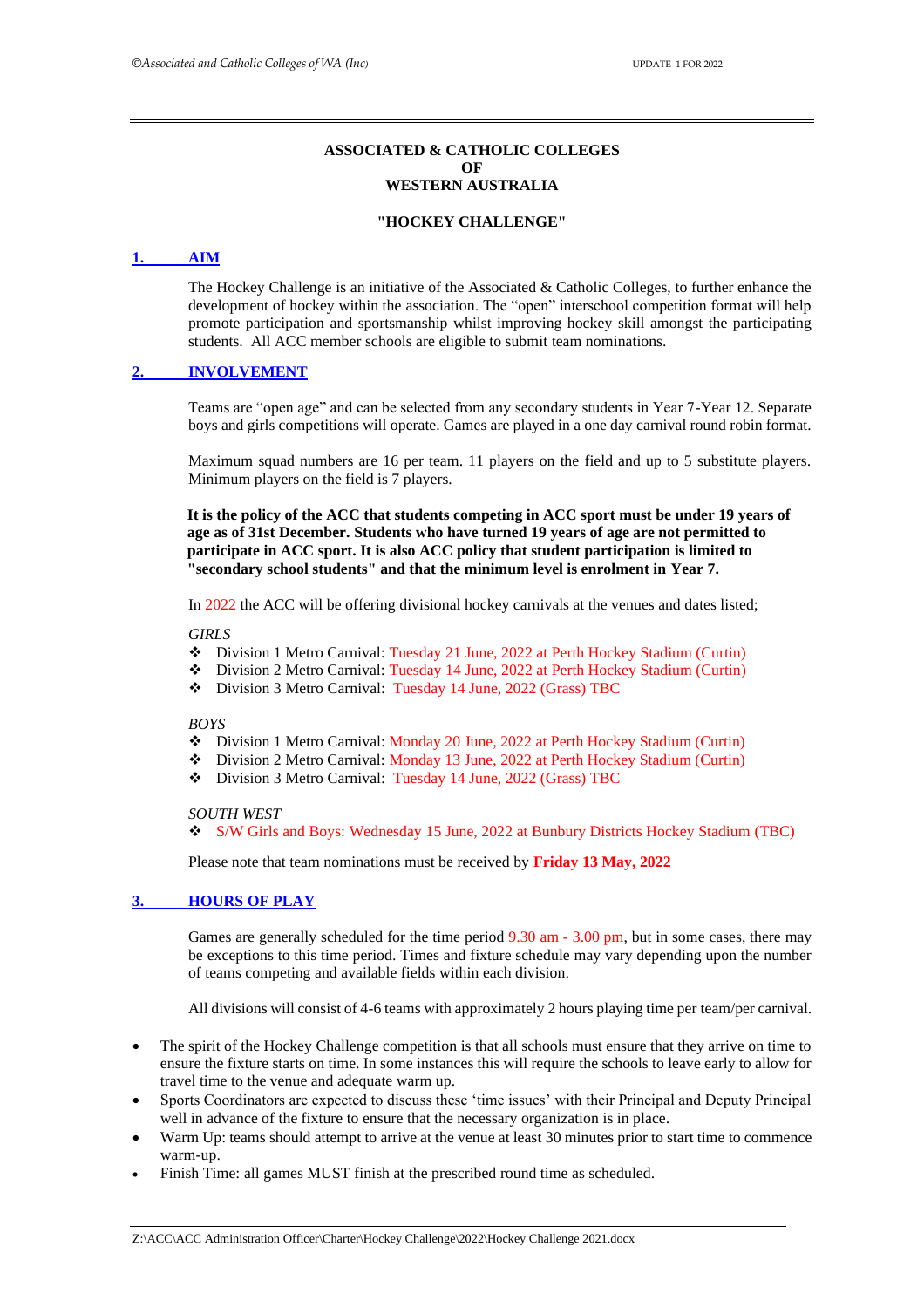**ASSOCIATED & CATHOLIC COLLEGES**
**OF**
**WESTERN AUSTRALIA**

**"HOCKEY CHALLENGE"**

## 1. AIM

The Hockey Challenge is an initiative of the Associated & Catholic Colleges, to further enhance the development of hockey within the association. The "open" interschool competition format will help promote participation and sportsmanship whilst improving hockey skill amongst the participating students. All ACC member schools are eligible to submit team nominations.

## 2. INVOLVEMENT

Teams are "open age" and can be selected from any secondary students in Year 7-Year 12. Separate boys and girls competitions will operate. Games are played in a one day carnival round robin format.

Maximum squad numbers are 16 per team. 11 players on the field and up to 5 substitute players. Minimum players on the field is 7 players.

**It is the policy of the ACC that students competing in ACC sport must be under 19 years of age as of 31st December. Students who have turned 19 years of age are not permitted to participate in ACC sport. It is also ACC policy that student participation is limited to "secondary school students" and that the minimum level is enrolment in Year 7.**

In 2022 the ACC will be offering divisional hockey carnivals at the venues and dates listed;

*GIRLS*

- Division 1 Metro Carnival: Tuesday 21 June, 2022 at Perth Hockey Stadium (Curtin)
- Division 2 Metro Carnival: Tuesday 14 June, 2022 at Perth Hockey Stadium (Curtin)
- Division 3 Metro Carnival: Tuesday 14 June, 2022 (Grass) TBC

*BOYS*

- Division 1 Metro Carnival: Monday 20 June, 2022 at Perth Hockey Stadium (Curtin)
- Division 2 Metro Carnival: Monday 13 June, 2022 at Perth Hockey Stadium (Curtin)
- Division 3 Metro Carnival: Tuesday 14 June, 2022 (Grass) TBC

*SOUTH WEST*

- S/W Girls and Boys: Wednesday 15 June, 2022 at Bunbury Districts Hockey Stadium (TBC)

Please note that team nominations must be received by **Friday 13 May, 2022**

## 3. HOURS OF PLAY

Games are generally scheduled for the time period 9.30 am - 3.00 pm, but in some cases, there may be exceptions to this time period. Times and fixture schedule may vary depending upon the number of teams competing and available fields within each division.

All divisions will consist of 4-6 teams with approximately 2 hours playing time per team/per carnival.

- The spirit of the Hockey Challenge competition is that all schools must ensure that they arrive on time to ensure the fixture starts on time. In some instances this will require the schools to leave early to allow for travel time to the venue and adequate warm up.
- Sports Coordinators are expected to discuss these 'time issues' with their Principal and Deputy Principal well in advance of the fixture to ensure that the necessary organization is in place.
- Warm Up: teams should attempt to arrive at the venue at least 30 minutes prior to start time to commence warm-up.
- Finish Time: all games MUST finish at the prescribed round time as scheduled.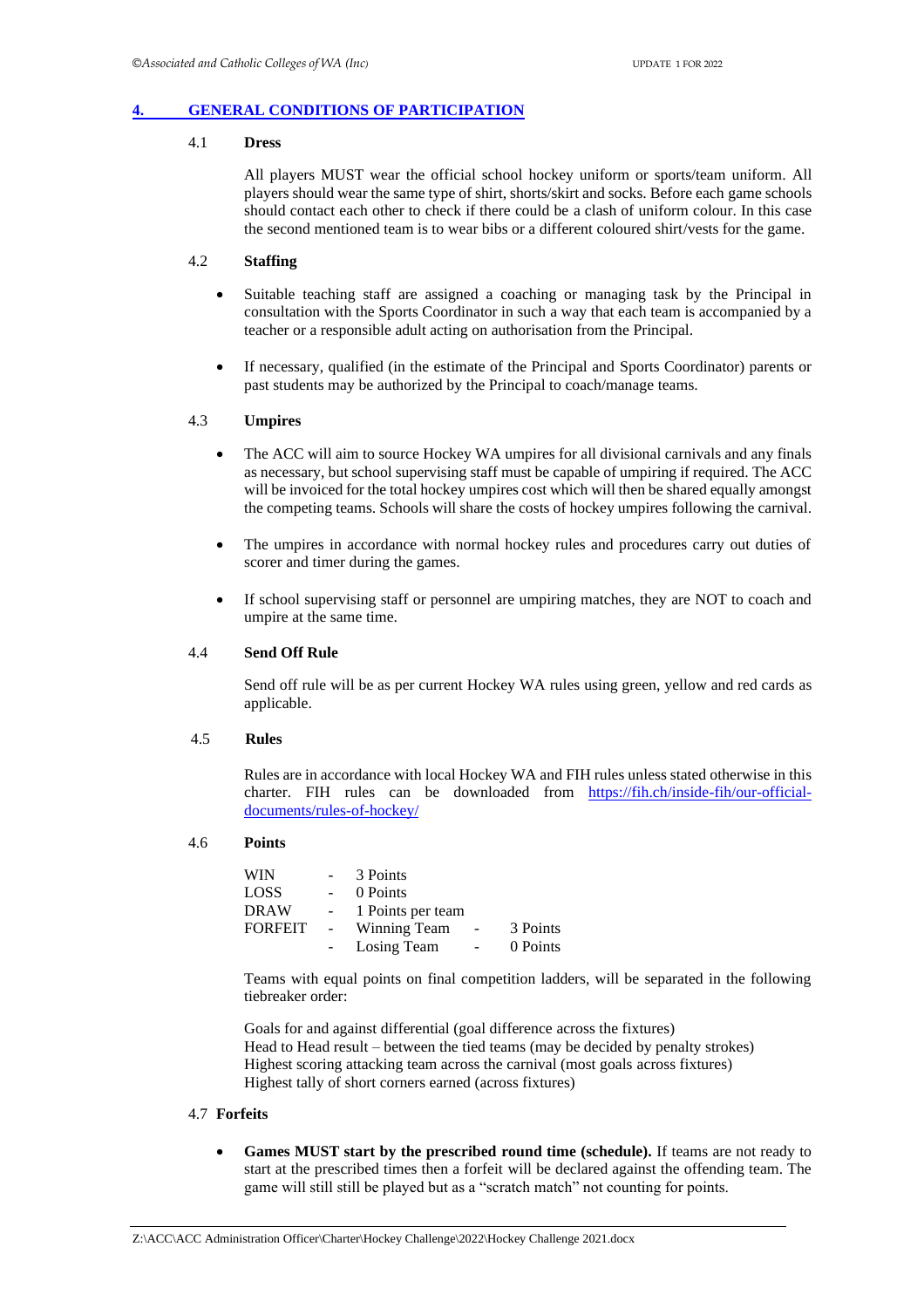## 4. GENERAL CONDITIONS OF PARTICIPATION

### 4.1 Dress

All players MUST wear the official school hockey uniform or sports/team uniform. All players should wear the same type of shirt, shorts/skirt and socks. Before each game schools should contact each other to check if there could be a clash of uniform colour. In this case the second mentioned team is to wear bibs or a different coloured shirt/vests for the game.

### 4.2 Staffing

- Suitable teaching staff are assigned a coaching or managing task by the Principal in consultation with the Sports Coordinator in such a way that each team is accompanied by a teacher or a responsible adult acting on authorisation from the Principal.
- If necessary, qualified (in the estimate of the Principal and Sports Coordinator) parents or past students may be authorized by the Principal to coach/manage teams.

### 4.3 Umpires

- The ACC will aim to source Hockey WA umpires for all divisional carnivals and any finals as necessary, but school supervising staff must be capable of umpiring if required. The ACC will be invoiced for the total hockey umpires cost which will then be shared equally amongst the competing teams. Schools will share the costs of hockey umpires following the carnival.
- The umpires in accordance with normal hockey rules and procedures carry out duties of scorer and timer during the games.
- If school supervising staff or personnel are umpiring matches, they are NOT to coach and umpire at the same time.

### 4.4 Send Off Rule

Send off rule will be as per current Hockey WA rules using green, yellow and red cards as applicable.

### 4.5 Rules

Rules are in accordance with local Hockey WA and FIH rules unless stated otherwise in this charter. FIH rules can be downloaded from https://fih.ch/inside-fih/our-official-documents/rules-of-hockey/

### 4.6 Points

| | | | | |
|---|---|---|---|---|
| WIN | - | 3 Points | | |
| LOSS | - | 0 Points | | |
| DRAW | - | 1 Points per team | | |
| FORFEIT | - | Winning Team | - | 3 Points |
| | - | Losing Team | - | 0 Points |

Teams with equal points on final competition ladders, will be separated in the following tiebreaker order:

Goals for and against differential (goal difference across the fixtures)
Head to Head result – between the tied teams (may be decided by penalty strokes)
Highest scoring attacking team across the carnival (most goals across fixtures)
Highest tally of short corners earned (across fixtures)

### 4.7 Forfeits

- **Games MUST start by the prescribed round time (schedule).** If teams are not ready to start at the prescribed times then a forfeit will be declared against the offending team. The game will still still be played but as a "scratch match" not counting for points.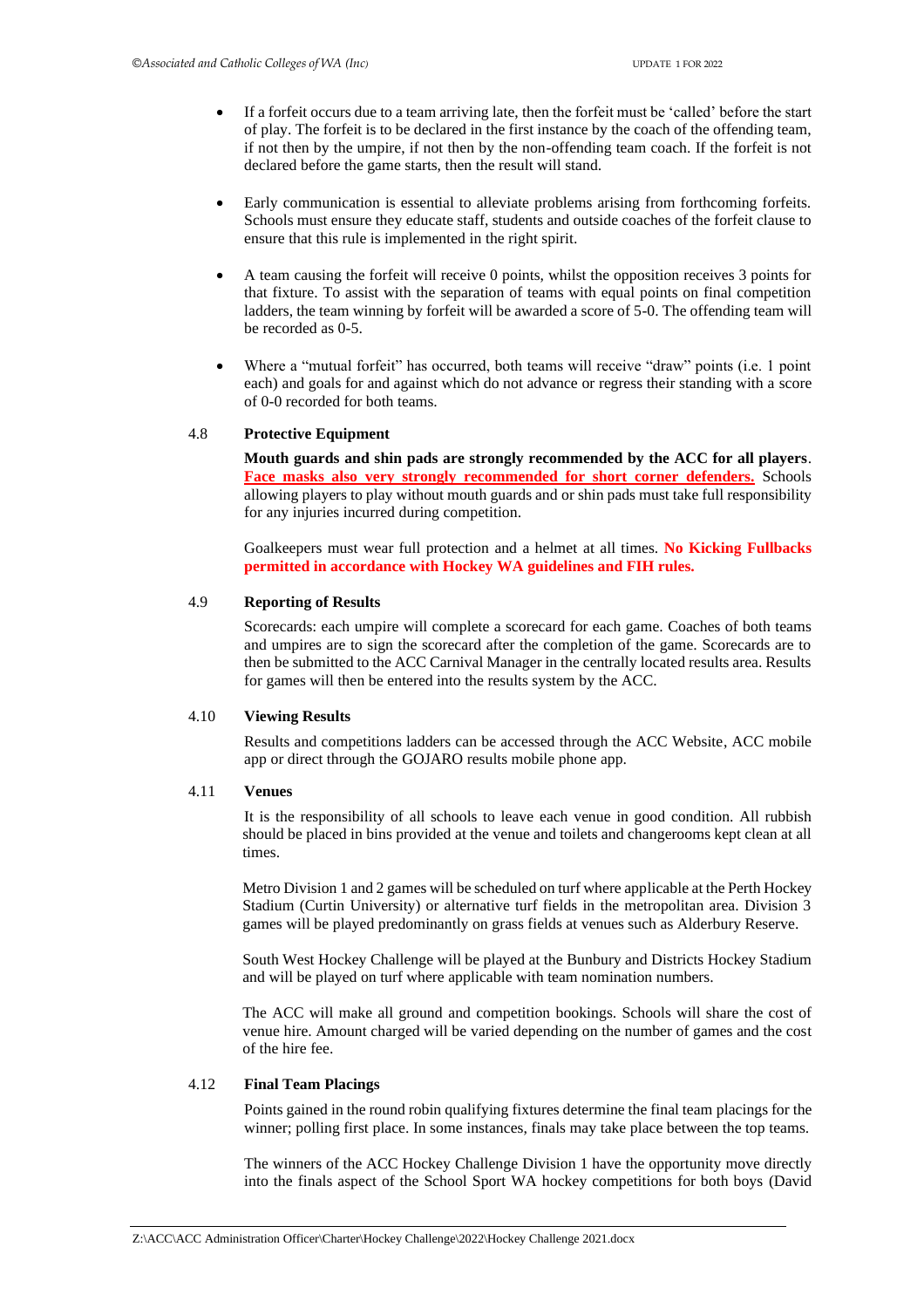- If a forfeit occurs due to a team arriving late, then the forfeit must be 'called' before the start of play. The forfeit is to be declared in the first instance by the coach of the offending team, if not then by the umpire, if not then by the non-offending team coach. If the forfeit is not declared before the game starts, then the result will stand.

- Early communication is essential to alleviate problems arising from forthcoming forfeits. Schools must ensure they educate staff, students and outside coaches of the forfeit clause to ensure that this rule is implemented in the right spirit.

- A team causing the forfeit will receive 0 points, whilst the opposition receives 3 points for that fixture. To assist with the separation of teams with equal points on final competition ladders, the team winning by forfeit will be awarded a score of 5-0. The offending team will be recorded as 0-5.

- Where a "mutual forfeit" has occurred, both teams will receive "draw" points (i.e. 1 point each) and goals for and against which do not advance or regress their standing with a score of 0-0 recorded for both teams.

### 4.8 Protective Equipment

**Mouth guards and shin pads are strongly recommended by the ACC for all players**. **Face masks also very strongly recommended for short corner defenders.** Schools allowing players to play without mouth guards and or shin pads must take full responsibility for any injuries incurred during competition.

Goalkeepers must wear full protection and a helmet at all times. **No Kicking Fullbacks permitted in accordance with Hockey WA guidelines and FIH rules.**

### 4.9 Reporting of Results

Scorecards: each umpire will complete a scorecard for each game. Coaches of both teams and umpires are to sign the scorecard after the completion of the game. Scorecards are to then be submitted to the ACC Carnival Manager in the centrally located results area. Results for games will then be entered into the results system by the ACC.

### 4.10 Viewing Results

Results and competitions ladders can be accessed through the ACC Website, ACC mobile app or direct through the GOJARO results mobile phone app.

### 4.11 Venues

It is the responsibility of all schools to leave each venue in good condition. All rubbish should be placed in bins provided at the venue and toilets and changerooms kept clean at all times.

Metro Division 1 and 2 games will be scheduled on turf where applicable at the Perth Hockey Stadium (Curtin University) or alternative turf fields in the metropolitan area. Division 3 games will be played predominantly on grass fields at venues such as Alderbury Reserve.

South West Hockey Challenge will be played at the Bunbury and Districts Hockey Stadium and will be played on turf where applicable with team nomination numbers.

The ACC will make all ground and competition bookings. Schools will share the cost of venue hire. Amount charged will be varied depending on the number of games and the cost of the hire fee.

### 4.12 Final Team Placings

Points gained in the round robin qualifying fixtures determine the final team placings for the winner; polling first place. In some instances, finals may take place between the top teams.

The winners of the ACC Hockey Challenge Division 1 have the opportunity move directly into the finals aspect of the School Sport WA hockey competitions for both boys (David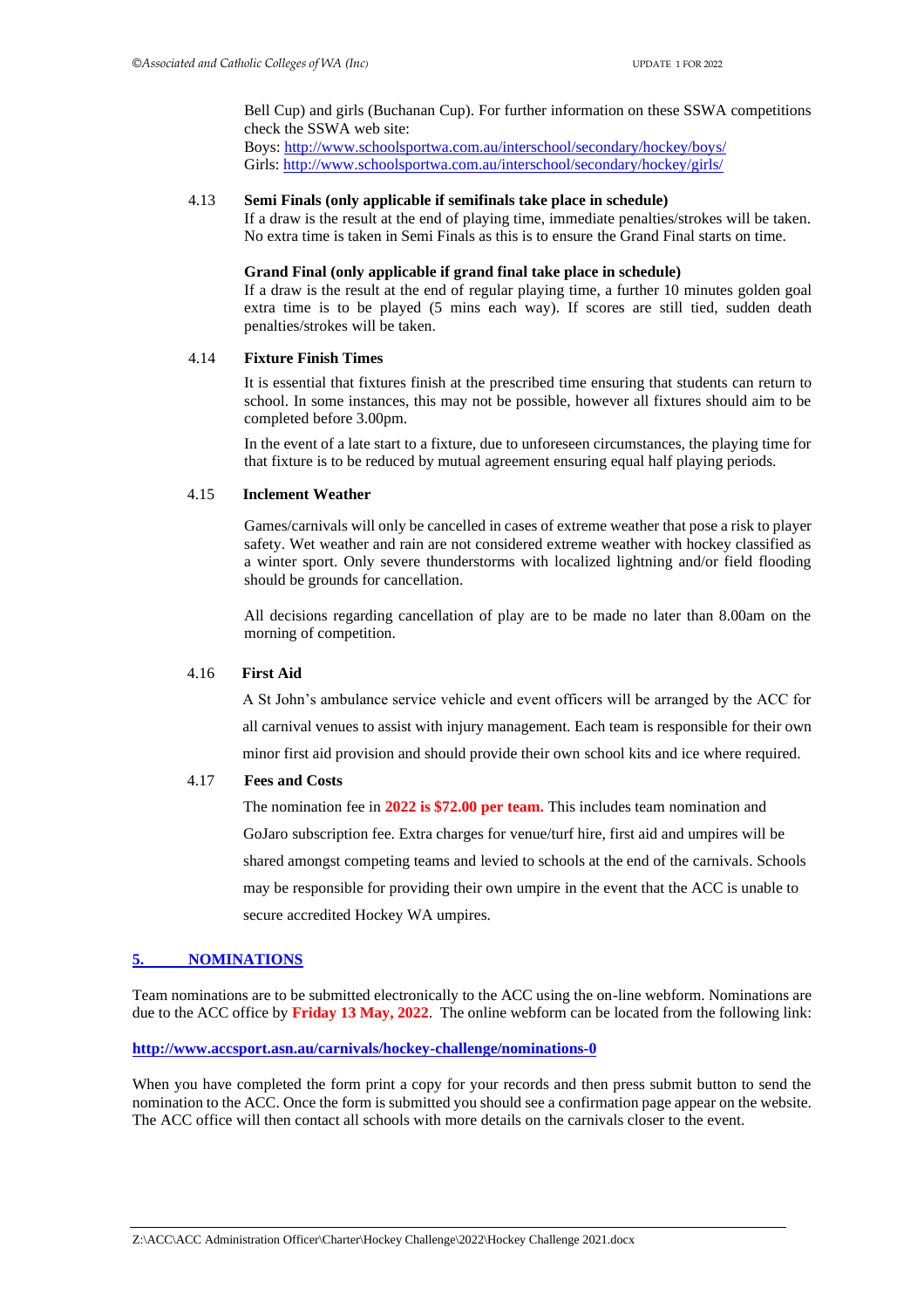Bell Cup) and girls (Buchanan Cup). For further information on these SSWA competitions check the SSWA web site:
Boys: http://www.schoolsportwa.com.au/interschool/secondary/hockey/boys/
Girls: http://www.schoolsportwa.com.au/interschool/secondary/hockey/girls/

4.13 **Semi Finals (only applicable if semifinals take place in schedule)**

If a draw is the result at the end of playing time, immediate penalties/strokes will be taken. No extra time is taken in Semi Finals as this is to ensure the Grand Final starts on time.

**Grand Final (only applicable if grand final take place in schedule)**

If a draw is the result at the end of regular playing time, a further 10 minutes golden goal extra time is to be played (5 mins each way). If scores are still tied, sudden death penalties/strokes will be taken.

4.14 **Fixture Finish Times**

It is essential that fixtures finish at the prescribed time ensuring that students can return to school. In some instances, this may not be possible, however all fixtures should aim to be completed before 3.00pm.

In the event of a late start to a fixture, due to unforeseen circumstances, the playing time for that fixture is to be reduced by mutual agreement ensuring equal half playing periods.

4.15 **Inclement Weather**

Games/carnivals will only be cancelled in cases of extreme weather that pose a risk to player safety. Wet weather and rain are not considered extreme weather with hockey classified as a winter sport. Only severe thunderstorms with localized lightning and/or field flooding should be grounds for cancellation.

All decisions regarding cancellation of play are to be made no later than 8.00am on the morning of competition.

4.16 **First Aid**

A St John's ambulance service vehicle and event officers will be arranged by the ACC for all carnival venues to assist with injury management. Each team is responsible for their own minor first aid provision and should provide their own school kits and ice where required.

4.17 **Fees and Costs**

The nomination fee in **2022 is $72.00 per team.** This includes team nomination and GoJaro subscription fee. Extra charges for venue/turf hire, first aid and umpires will be shared amongst competing teams and levied to schools at the end of the carnivals. Schools may be responsible for providing their own umpire in the event that the ACC is unable to secure accredited Hockey WA umpires.

## 5. NOMINATIONS

Team nominations are to be submitted electronically to the ACC using the on-line webform. Nominations are due to the ACC office by **Friday 13 May, 2022**. The online webform can be located from the following link:

**http://www.accsport.asn.au/carnivals/hockey-challenge/nominations-0**

When you have completed the form print a copy for your records and then press submit button to send the nomination to the ACC. Once the form is submitted you should see a confirmation page appear on the website. The ACC office will then contact all schools with more details on the carnivals closer to the event.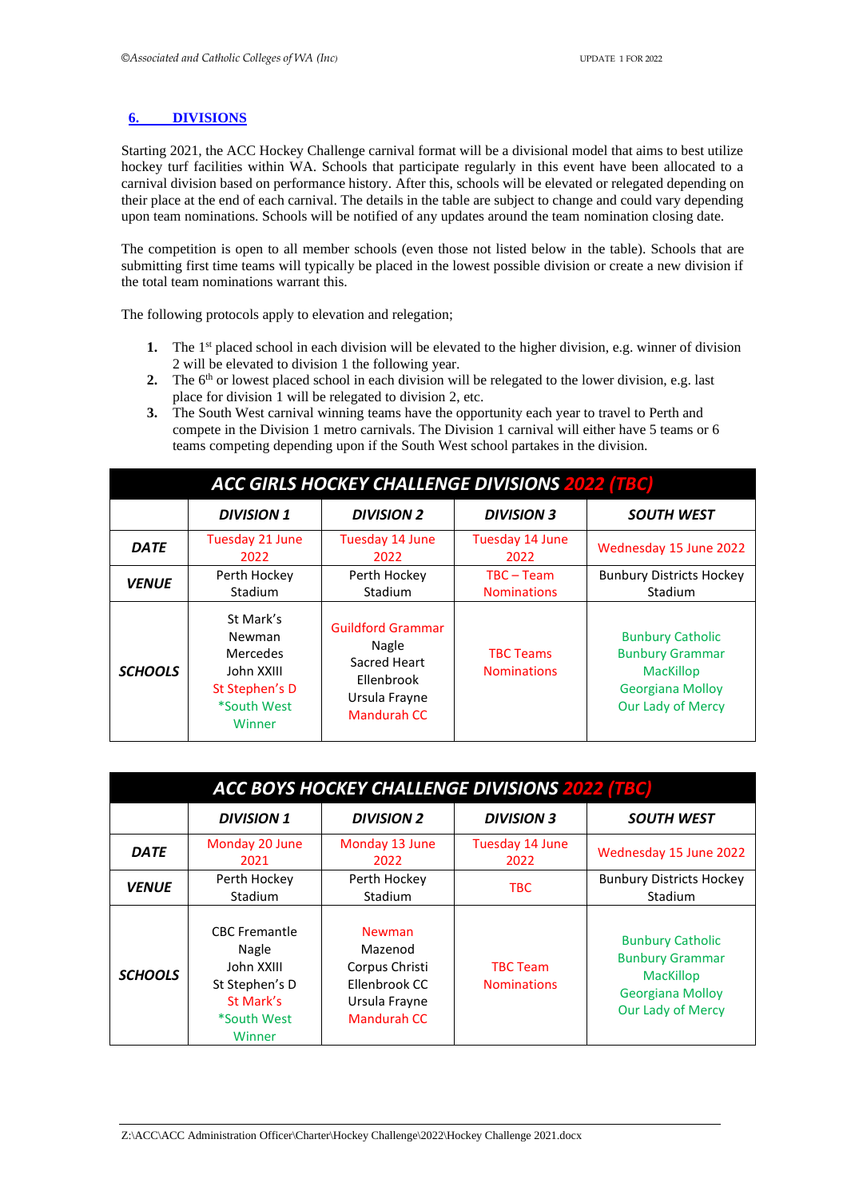## 6. DIVISIONS

Starting 2021, the ACC Hockey Challenge carnival format will be a divisional model that aims to best utilize hockey turf facilities within WA. Schools that participate regularly in this event have been allocated to a carnival division based on performance history. After this, schools will be elevated or relegated depending on their place at the end of each carnival. The details in the table are subject to change and could vary depending upon team nominations. Schools will be notified of any updates around the team nomination closing date.

The competition is open to all member schools (even those not listed below in the table). Schools that are submitting first time teams will typically be placed in the lowest possible division or create a new division if the total team nominations warrant this.

The following protocols apply to elevation and relegation;

1. The 1st placed school in each division will be elevated to the higher division, e.g. winner of division 2 will be elevated to division 1 the following year.
2. The 6th or lowest placed school in each division will be relegated to the lower division, e.g. last place for division 1 will be relegated to division 2, etc.
3. The South West carnival winning teams have the opportunity each year to travel to Perth and compete in the Division 1 metro carnivals. The Division 1 carnival will either have 5 teams or 6 teams competing depending upon if the South West school partakes in the division.

| ACC GIRLS HOCKEY CHALLENGE DIVISIONS 2022 (TBC) | | | | |
|---|---|---|---|---|
| | **DIVISION 1** | **DIVISION 2** | **DIVISION 3** | **SOUTH WEST** |
| **DATE** | Tuesday 21 June 2022 | Tuesday 14 June 2022 | Tuesday 14 June 2022 | Wednesday 15 June 2022 |
| **VENUE** | Perth Hockey Stadium | Perth Hockey Stadium | TBC – Team Nominations | Bunbury Districts Hockey Stadium |
| **SCHOOLS** | St Mark's<br>Newman<br>Mercedes<br>John XXIII<br>St Stephen's D<br>*South West Winner | Guildford Grammar<br>Nagle<br>Sacred Heart<br>Ellenbrook<br>Ursula Frayne<br>Mandurah CC | TBC Teams Nominations | Bunbury Catholic<br>Bunbury Grammar<br>MacKillop<br>Georgiana Molloy<br>Our Lady of Mercy |

| ACC BOYS HOCKEY CHALLENGE DIVISIONS 2022 (TBC) | | | | |
|---|---|---|---|---|
| | **DIVISION 1** | **DIVISION 2** | **DIVISION 3** | **SOUTH WEST** |
| **DATE** | Monday 20 June 2021 | Monday 13 June 2022 | Tuesday 14 June 2022 | Wednesday 15 June 2022 |
| **VENUE** | Perth Hockey Stadium | Perth Hockey Stadium | TBC | Bunbury Districts Hockey Stadium |
| **SCHOOLS** | CBC Fremantle<br>Nagle<br>John XXIII<br>St Stephen's D<br>St Mark's<br>*South West Winner | Newman<br>Mazenod<br>Corpus Christi<br>Ellenbrook CC<br>Ursula Frayne<br>Mandurah CC | TBC Team Nominations | Bunbury Catholic<br>Bunbury Grammar<br>MacKillop<br>Georgiana Molloy<br>Our Lady of Mercy |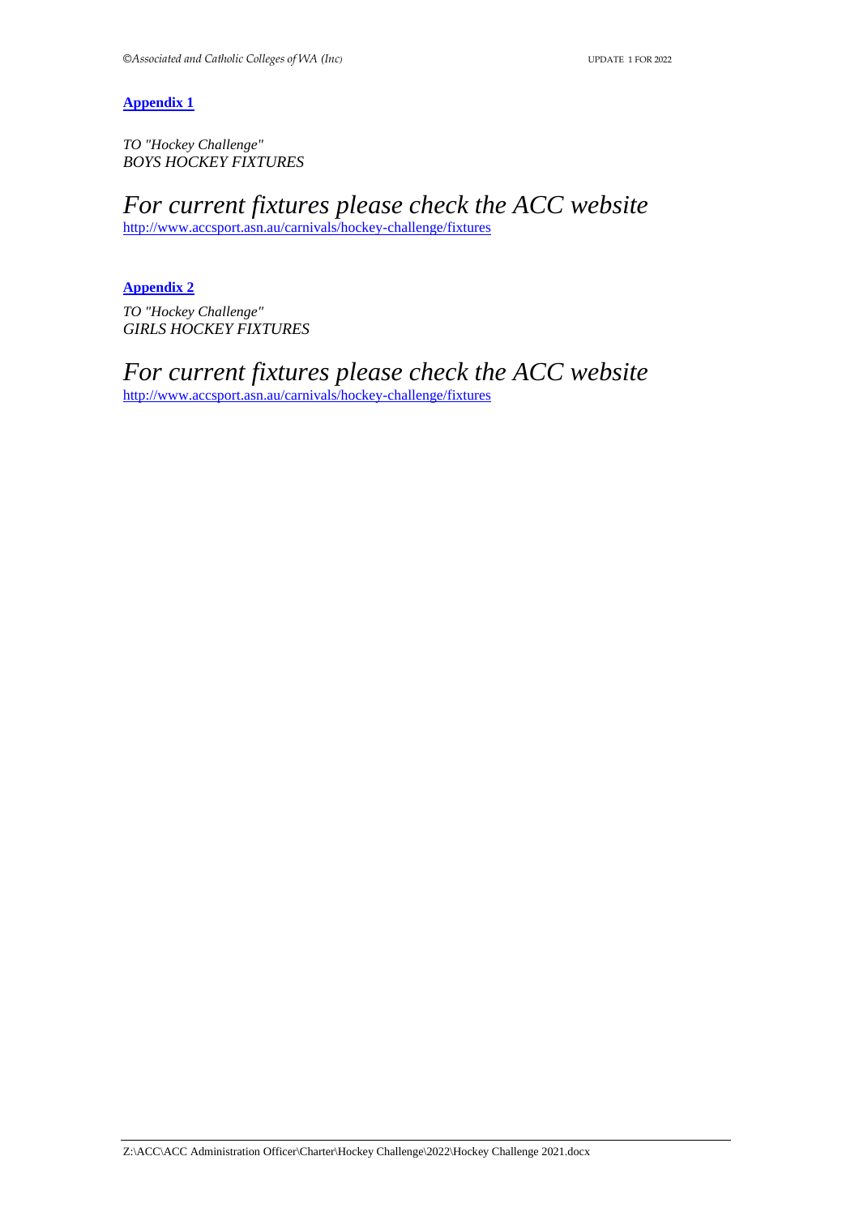**Appendix 1**

*TO "Hockey Challenge"*
*BOYS HOCKEY FIXTURES*

# *For current fixtures please check the ACC website*

http://www.accsport.asn.au/carnivals/hockey-challenge/fixtures

**Appendix 2**

*TO "Hockey Challenge"*
*GIRLS HOCKEY FIXTURES*

# *For current fixtures please check the ACC website*

http://www.accsport.asn.au/carnivals/hockey-challenge/fixtures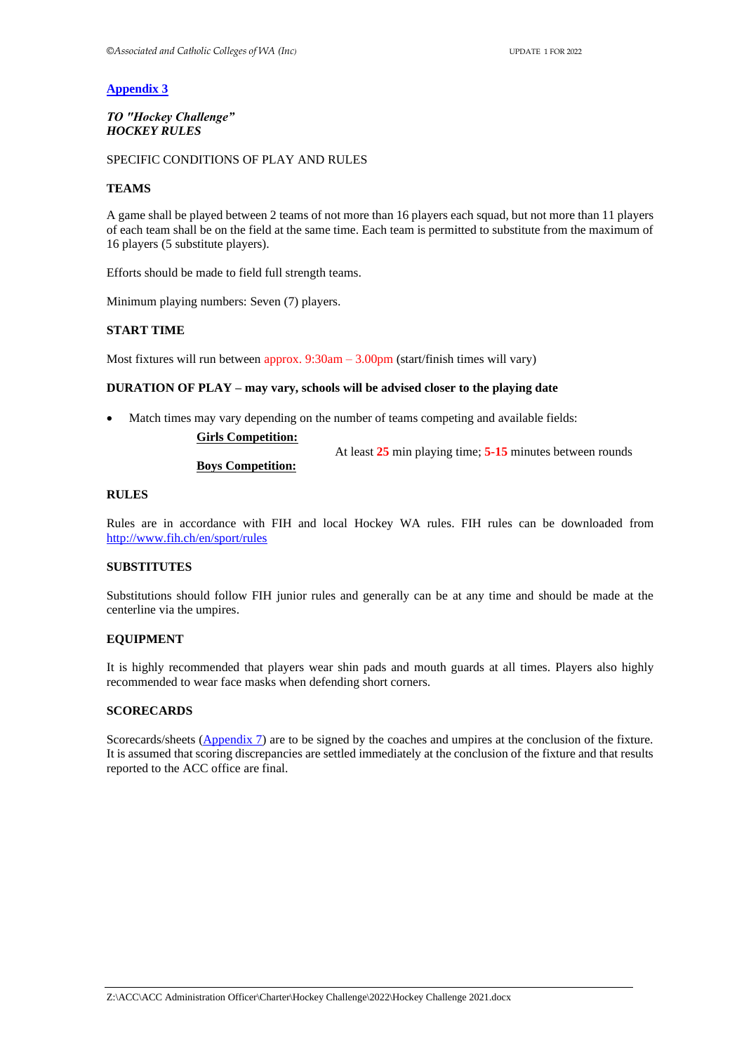## Appendix 3

***TO "Hockey Challenge"***
***HOCKEY RULES***

SPECIFIC CONDITIONS OF PLAY AND RULES

**TEAMS**

A game shall be played between 2 teams of not more than 16 players each squad, but not more than 11 players of each team shall be on the field at the same time. Each team is permitted to substitute from the maximum of 16 players (5 substitute players).

Efforts should be made to field full strength teams.

Minimum playing numbers: Seven (7) players.

**START TIME**

Most fixtures will run between approx. 9:30am – 3.00pm (start/finish times will vary)

**DURATION OF PLAY – may vary, schools will be advised closer to the playing date**

- Match times may vary depending on the number of teams competing and available fields:

| | |
|---|---|
| **Girls Competition:** | At least **25** min playing time; **5-15** minutes between rounds |
| **Boys Competition:** | |

**RULES**

Rules are in accordance with FIH and local Hockey WA rules. FIH rules can be downloaded from http://www.fih.ch/en/sport/rules

**SUBSTITUTES**

Substitutions should follow FIH junior rules and generally can be at any time and should be made at the centerline via the umpires.

**EQUIPMENT**

It is highly recommended that players wear shin pads and mouth guards at all times. Players also highly recommended to wear face masks when defending short corners.

**SCORECARDS**

Scorecards/sheets (Appendix 7) are to be signed by the coaches and umpires at the conclusion of the fixture. It is assumed that scoring discrepancies are settled immediately at the conclusion of the fixture and that results reported to the ACC office are final.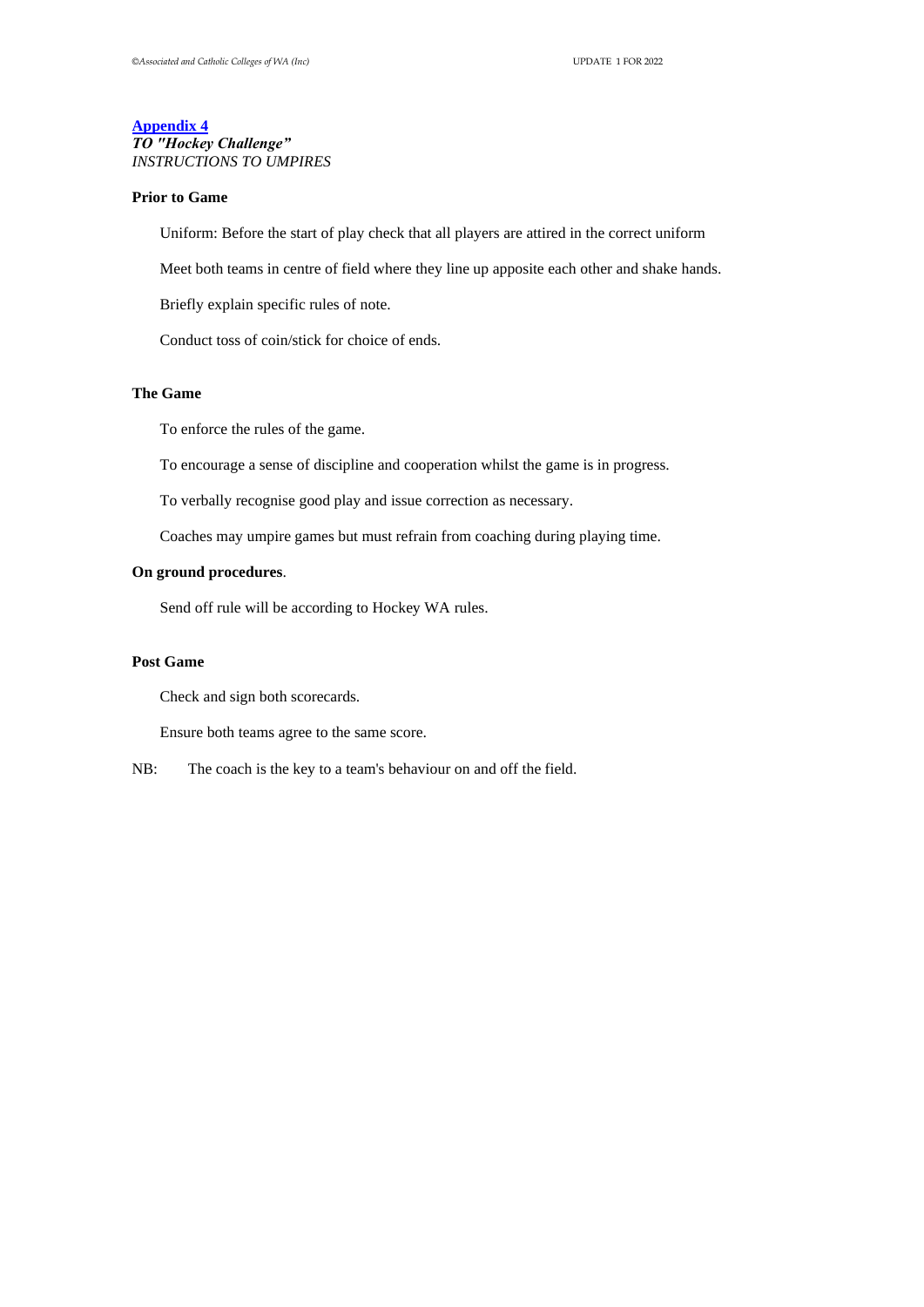**Appendix 4**

***TO "Hockey Challenge"***

*INSTRUCTIONS TO UMPIRES*

**Prior to Game**

Uniform: Before the start of play check that all players are attired in the correct uniform

Meet both teams in centre of field where they line up apposite each other and shake hands.

Briefly explain specific rules of note.

Conduct toss of coin/stick for choice of ends.

**The Game**

To enforce the rules of the game.

To encourage a sense of discipline and cooperation whilst the game is in progress.

To verbally recognise good play and issue correction as necessary.

Coaches may umpire games but must refrain from coaching during playing time.

**On ground procedures**.

Send off rule will be according to Hockey WA rules.

**Post Game**

Check and sign both scorecards.

Ensure both teams agree to the same score.

NB: The coach is the key to a team's behaviour on and off the field.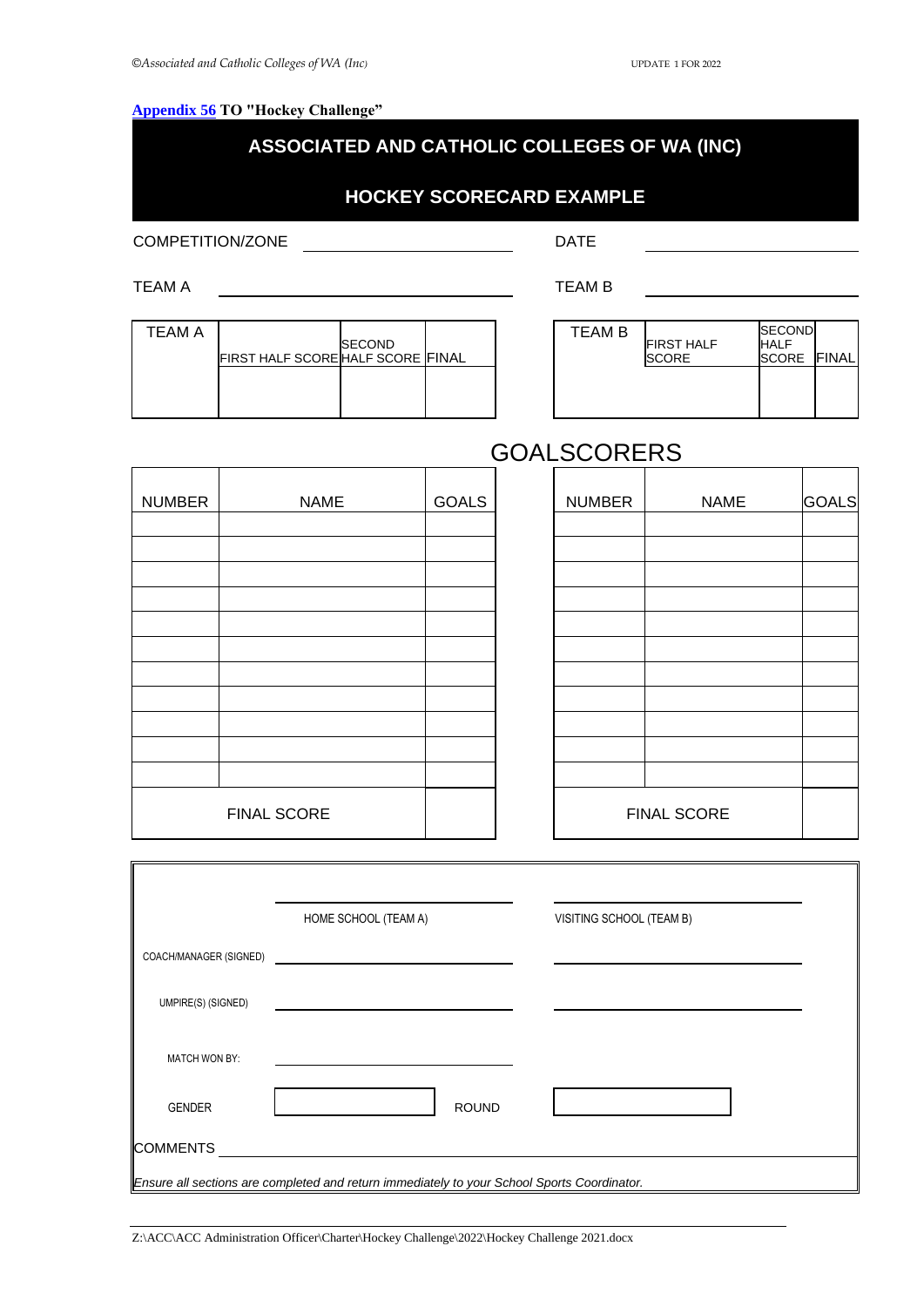**Appendix 56 TO "Hockey Challenge"**

# ASSOCIATED AND CATHOLIC COLLEGES OF WA (INC)

## HOCKEY SCORECARD EXAMPLE

COMPETITION/ZONE ______________________ DATE ______________________

TEAM A ______________________ TEAM B ______________________

| TEAM A | FIRST HALF SCORE | SECOND HALF SCORE | FINAL |
|---|---|---|---|
| | | | |

| TEAM B | FIRST HALF SCORE | SECOND HALF SCORE | FINAL |
|---|---|---|---|
| | | | |

## GOALSCORERS

| NUMBER | NAME | GOALS |
|---|---|---|
| | | |
| | | |
| | | |
| | | |
| | | |
| | | |
| | | |
| | | |
| | | |
| | | |
| | | |
| FINAL SCORE | | |

| NUMBER | NAME | GOALS |
|---|---|---|
| | | |
| | | |
| | | |
| | | |
| | | |
| | | |
| | | |
| | | |
| | | |
| | | |
| | | |
| FINAL SCORE | | |

| | HOME SCHOOL (TEAM A) | VISITING SCHOOL (TEAM B) |
|---|---|---|
| COACH/MANAGER (SIGNED) | | |
| UMPIRE(S) (SIGNED) | | |
| MATCH WON BY: | | |
| GENDER | ROUND | |

COMMENTS ______________________

*Ensure all sections are completed and return immediately to your School Sports Coordinator.*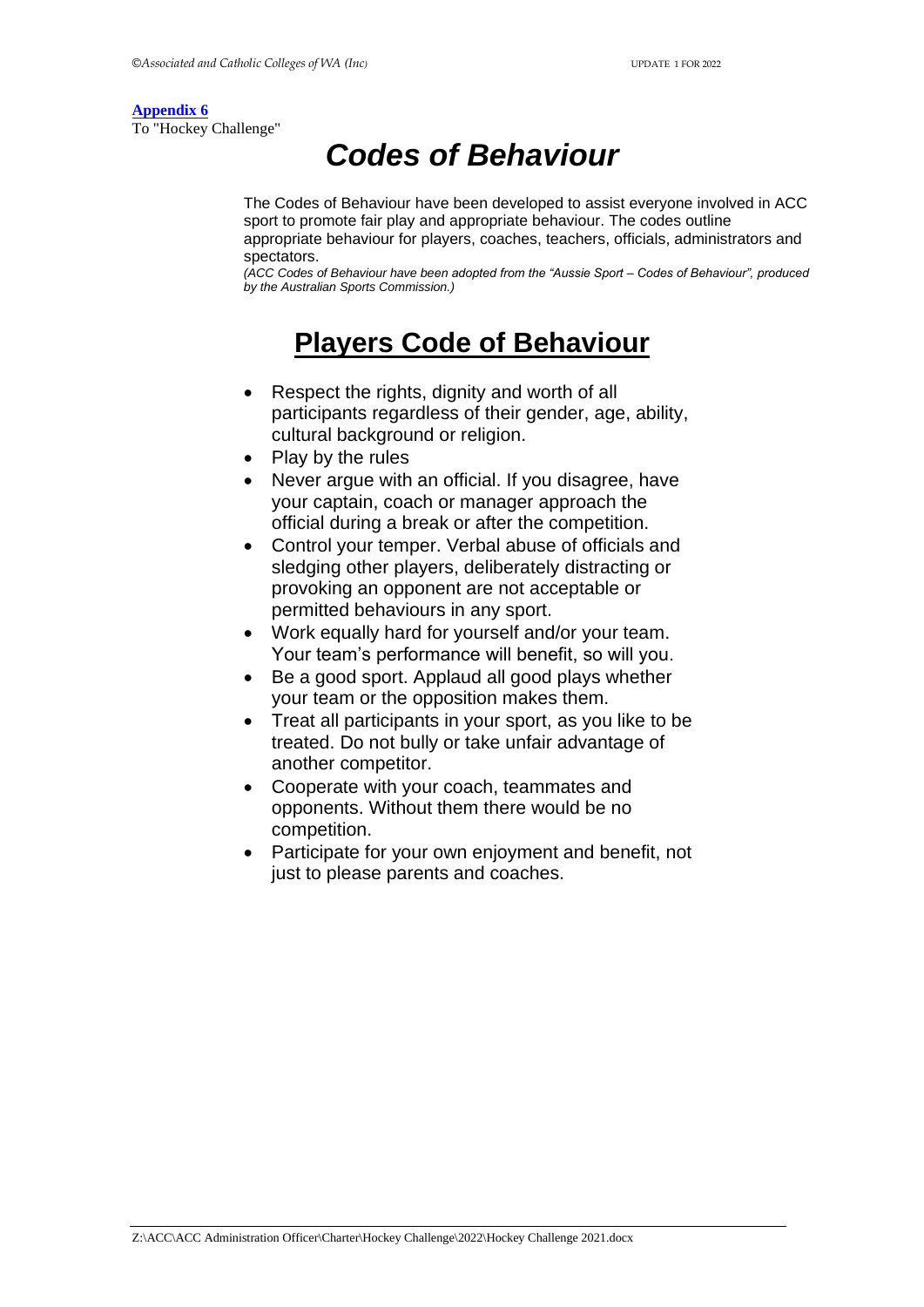**Appendix 6**
To "Hockey Challenge"

# *Codes of Behaviour*

The Codes of Behaviour have been developed to assist everyone involved in ACC sport to promote fair play and appropriate behaviour. The codes outline appropriate behaviour for players, coaches, teachers, officials, administrators and spectators.

*(ACC Codes of Behaviour have been adopted from the "Aussie Sport – Codes of Behaviour", produced by the Australian Sports Commission.)*

## Players Code of Behaviour

- Respect the rights, dignity and worth of all participants regardless of their gender, age, ability, cultural background or religion.
- Play by the rules
- Never argue with an official. If you disagree, have your captain, coach or manager approach the official during a break or after the competition.
- Control your temper. Verbal abuse of officials and sledging other players, deliberately distracting or provoking an opponent are not acceptable or permitted behaviours in any sport.
- Work equally hard for yourself and/or your team. Your team's performance will benefit, so will you.
- Be a good sport. Applaud all good plays whether your team or the opposition makes them.
- Treat all participants in your sport, as you like to be treated. Do not bully or take unfair advantage of another competitor.
- Cooperate with your coach, teammates and opponents. Without them there would be no competition.
- Participate for your own enjoyment and benefit, not just to please parents and coaches.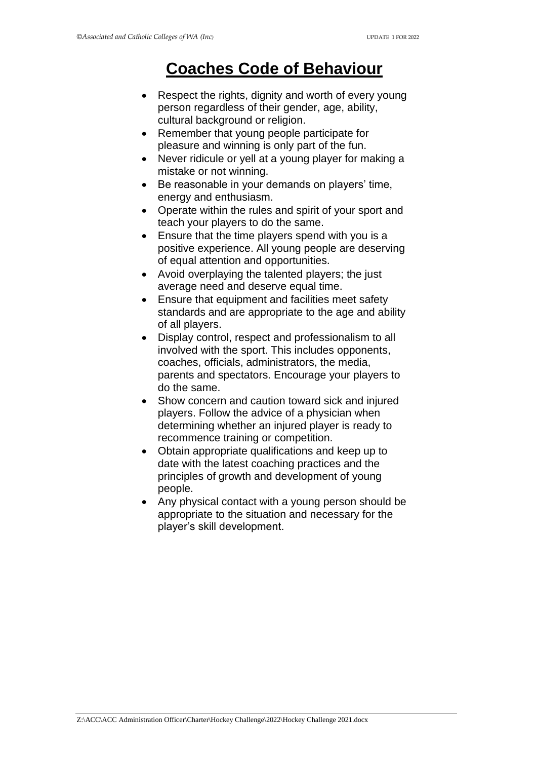# Coaches Code of Behaviour

- Respect the rights, dignity and worth of every young person regardless of their gender, age, ability, cultural background or religion.
- Remember that young people participate for pleasure and winning is only part of the fun.
- Never ridicule or yell at a young player for making a mistake or not winning.
- Be reasonable in your demands on players' time, energy and enthusiasm.
- Operate within the rules and spirit of your sport and teach your players to do the same.
- Ensure that the time players spend with you is a positive experience. All young people are deserving of equal attention and opportunities.
- Avoid overplaying the talented players; the just average need and deserve equal time.
- Ensure that equipment and facilities meet safety standards and are appropriate to the age and ability of all players.
- Display control, respect and professionalism to all involved with the sport. This includes opponents, coaches, officials, administrators, the media, parents and spectators. Encourage your players to do the same.
- Show concern and caution toward sick and injured players. Follow the advice of a physician when determining whether an injured player is ready to recommence training or competition.
- Obtain appropriate qualifications and keep up to date with the latest coaching practices and the principles of growth and development of young people.
- Any physical contact with a young person should be appropriate to the situation and necessary for the player's skill development.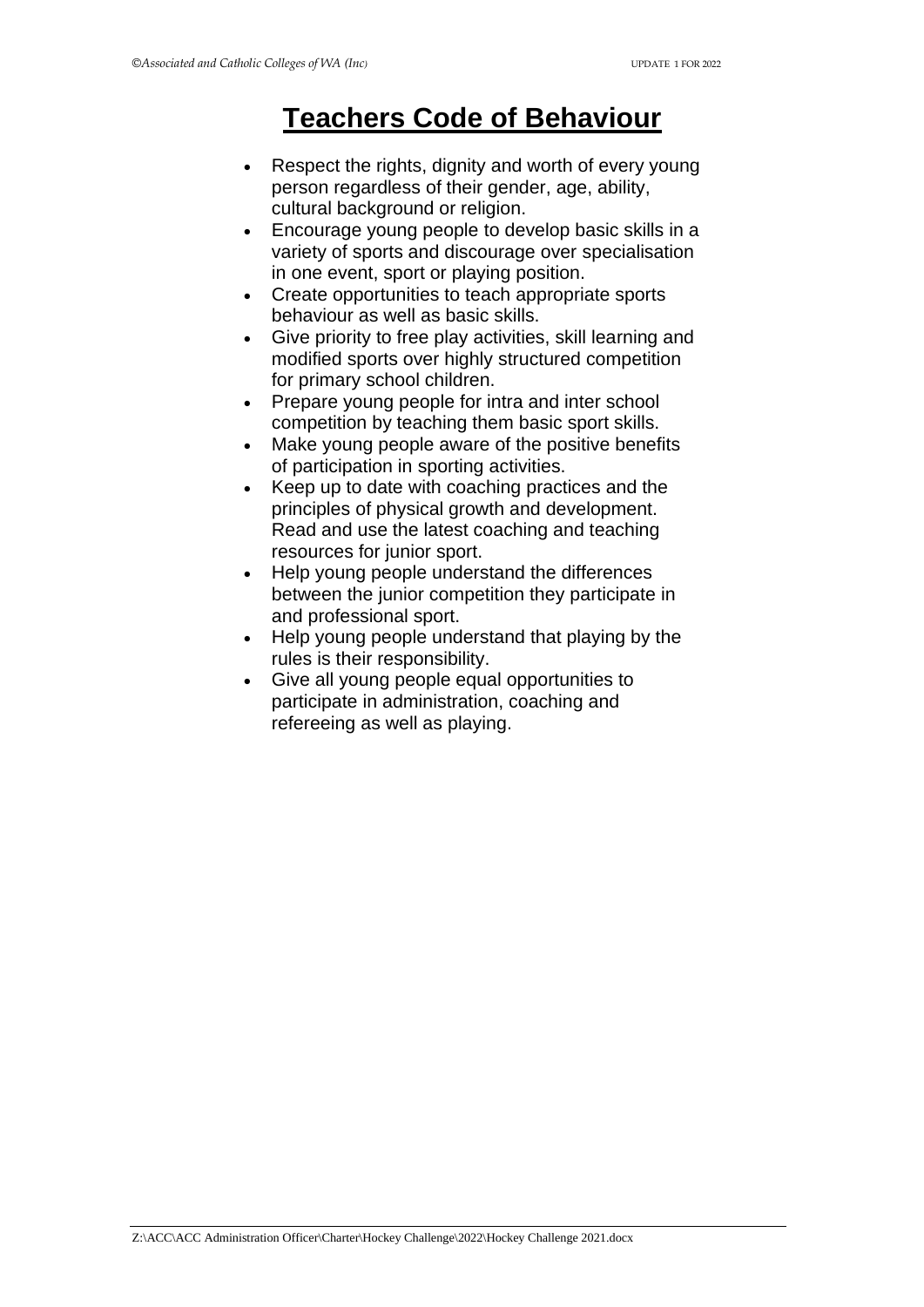# Teachers Code of Behaviour

- Respect the rights, dignity and worth of every young person regardless of their gender, age, ability, cultural background or religion.
- Encourage young people to develop basic skills in a variety of sports and discourage over specialisation in one event, sport or playing position.
- Create opportunities to teach appropriate sports behaviour as well as basic skills.
- Give priority to free play activities, skill learning and modified sports over highly structured competition for primary school children.
- Prepare young people for intra and inter school competition by teaching them basic sport skills.
- Make young people aware of the positive benefits of participation in sporting activities.
- Keep up to date with coaching practices and the principles of physical growth and development. Read and use the latest coaching and teaching resources for junior sport.
- Help young people understand the differences between the junior competition they participate in and professional sport.
- Help young people understand that playing by the rules is their responsibility.
- Give all young people equal opportunities to participate in administration, coaching and refereeing as well as playing.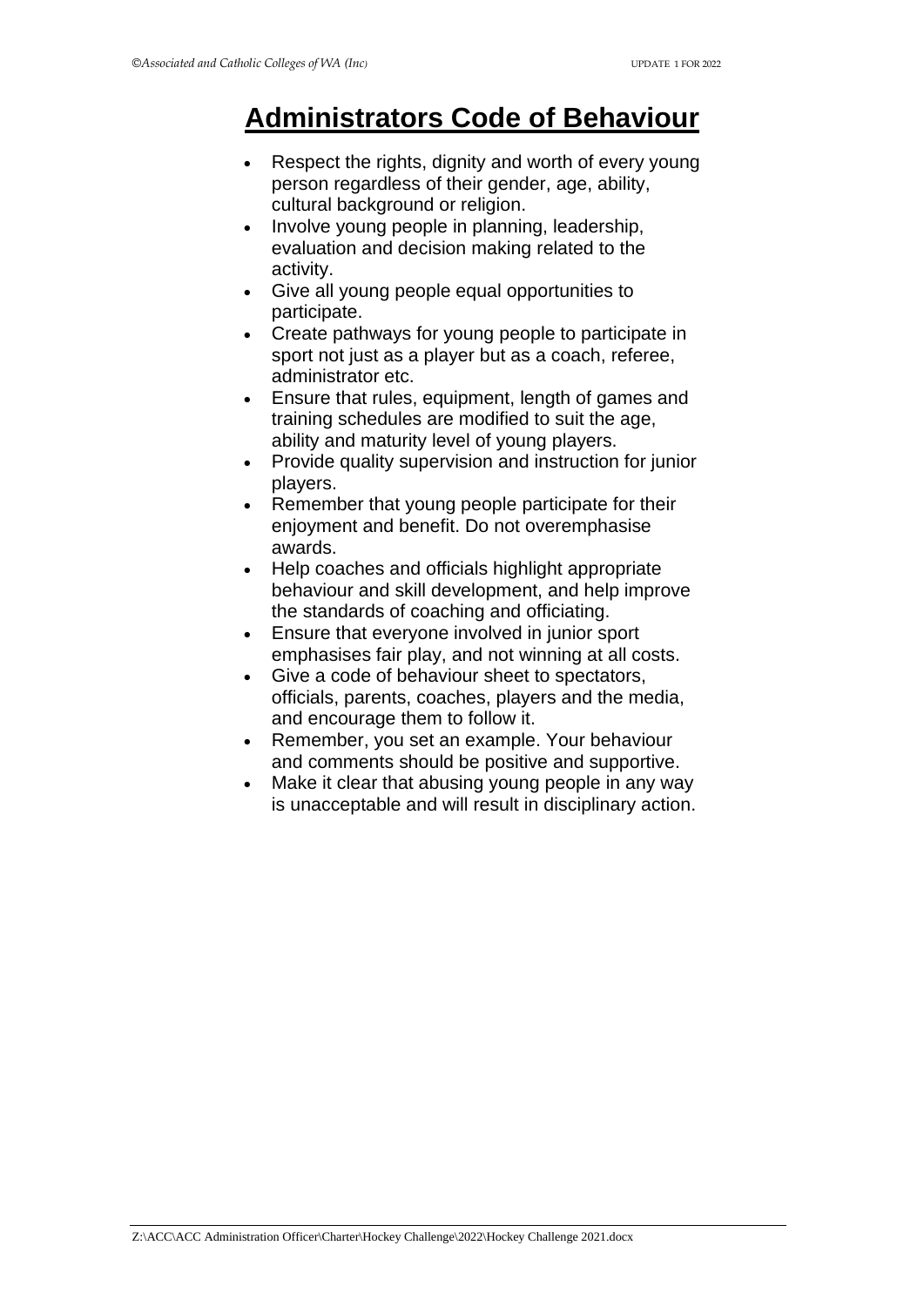# Administrators Code of Behaviour

- Respect the rights, dignity and worth of every young person regardless of their gender, age, ability, cultural background or religion.
- Involve young people in planning, leadership, evaluation and decision making related to the activity.
- Give all young people equal opportunities to participate.
- Create pathways for young people to participate in sport not just as a player but as a coach, referee, administrator etc.
- Ensure that rules, equipment, length of games and training schedules are modified to suit the age, ability and maturity level of young players.
- Provide quality supervision and instruction for junior players.
- Remember that young people participate for their enjoyment and benefit. Do not overemphasise awards.
- Help coaches and officials highlight appropriate behaviour and skill development, and help improve the standards of coaching and officiating.
- Ensure that everyone involved in junior sport emphasises fair play, and not winning at all costs.
- Give a code of behaviour sheet to spectators, officials, parents, coaches, players and the media, and encourage them to follow it.
- Remember, you set an example. Your behaviour and comments should be positive and supportive.
- Make it clear that abusing young people in any way is unacceptable and will result in disciplinary action.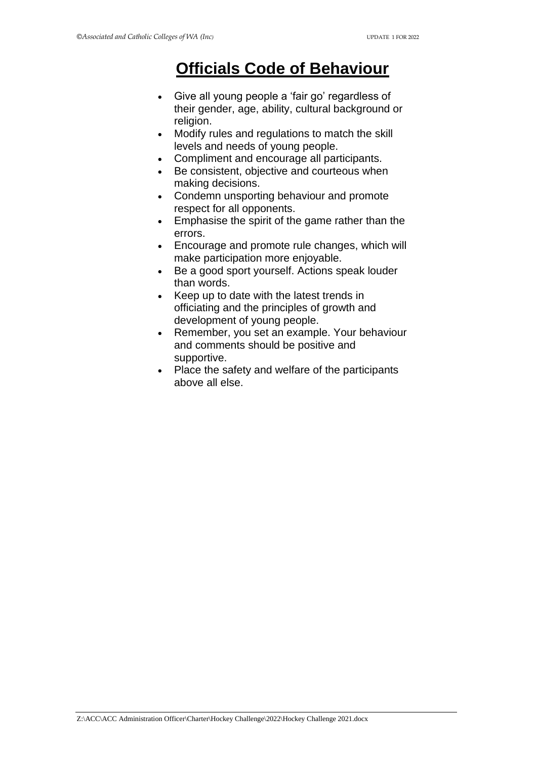# Officials Code of Behaviour

- Give all young people a 'fair go' regardless of their gender, age, ability, cultural background or religion.
- Modify rules and regulations to match the skill levels and needs of young people.
- Compliment and encourage all participants.
- Be consistent, objective and courteous when making decisions.
- Condemn unsporting behaviour and promote respect for all opponents.
- Emphasise the spirit of the game rather than the errors.
- Encourage and promote rule changes, which will make participation more enjoyable.
- Be a good sport yourself. Actions speak louder than words.
- Keep up to date with the latest trends in officiating and the principles of growth and development of young people.
- Remember, you set an example. Your behaviour and comments should be positive and supportive.
- Place the safety and welfare of the participants above all else.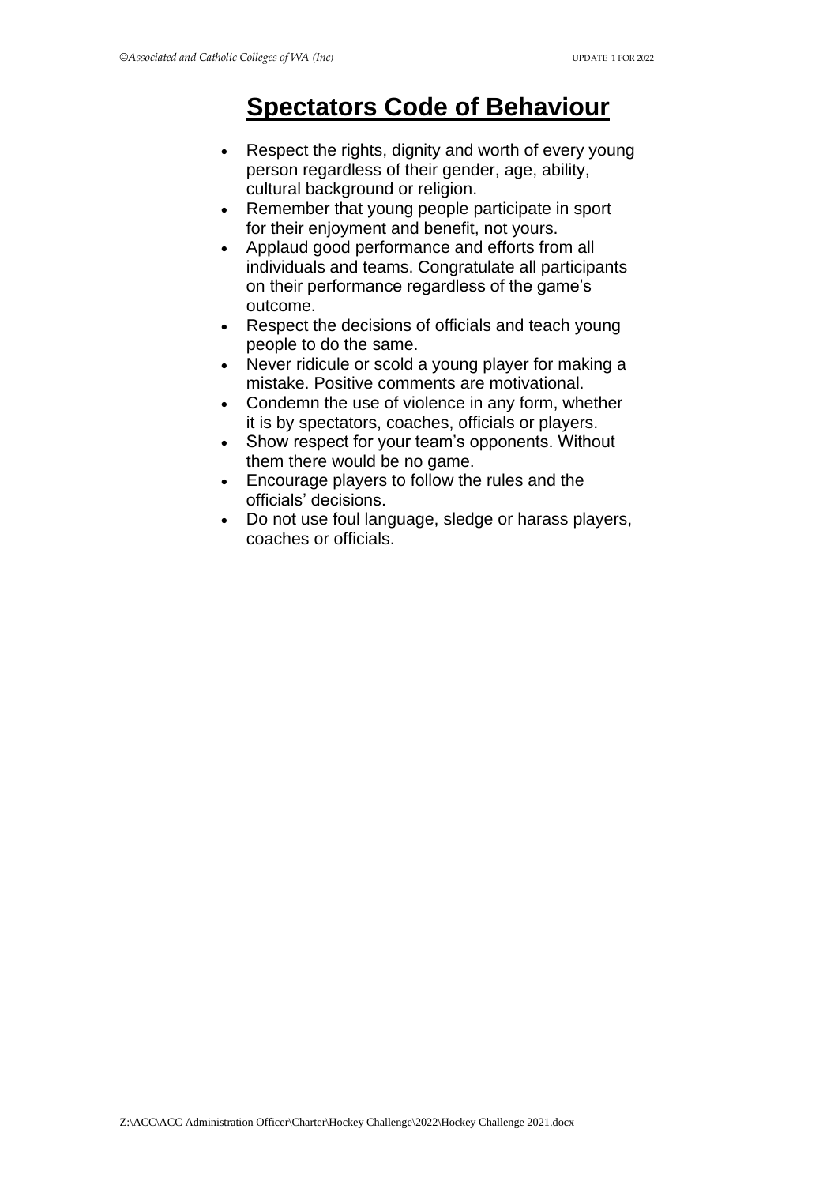# Spectators Code of Behaviour

- Respect the rights, dignity and worth of every young person regardless of their gender, age, ability, cultural background or religion.
- Remember that young people participate in sport for their enjoyment and benefit, not yours.
- Applaud good performance and efforts from all individuals and teams. Congratulate all participants on their performance regardless of the game's outcome.
- Respect the decisions of officials and teach young people to do the same.
- Never ridicule or scold a young player for making a mistake. Positive comments are motivational.
- Condemn the use of violence in any form, whether it is by spectators, coaches, officials or players.
- Show respect for your team's opponents. Without them there would be no game.
- Encourage players to follow the rules and the officials' decisions.
- Do not use foul language, sledge or harass players, coaches or officials.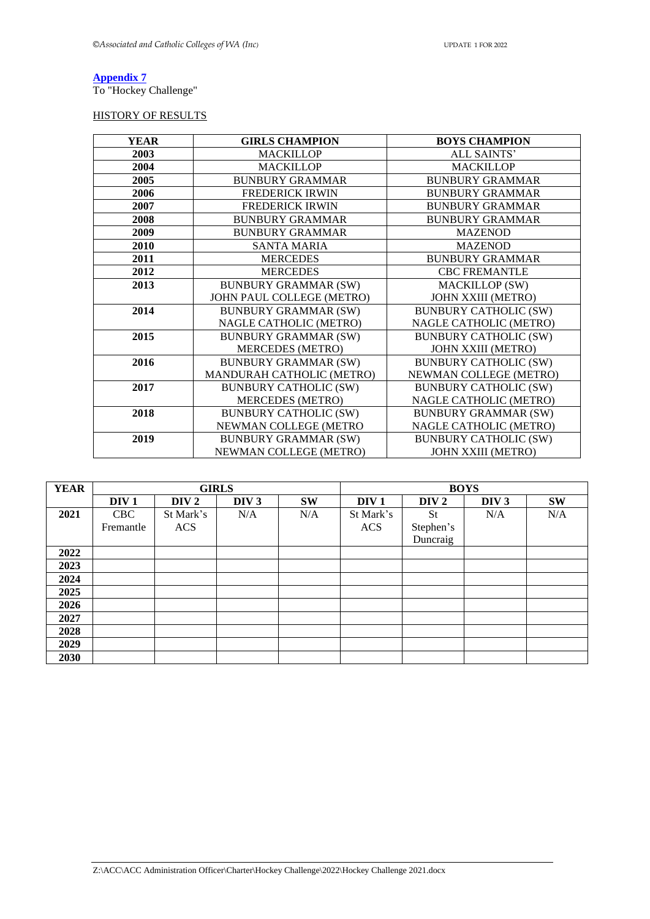**Appendix 7**

To "Hockey Challenge"

HISTORY OF RESULTS

| YEAR | GIRLS CHAMPION | BOYS CHAMPION |
|---|---|---|
| 2003 | MACKILLOP | ALL SAINTS' |
| 2004 | MACKILLOP | MACKILLOP |
| 2005 | BUNBURY GRAMMAR | BUNBURY GRAMMAR |
| 2006 | FREDERICK IRWIN | BUNBURY GRAMMAR |
| 2007 | FREDERICK IRWIN | BUNBURY GRAMMAR |
| 2008 | BUNBURY GRAMMAR | BUNBURY GRAMMAR |
| 2009 | BUNBURY GRAMMAR | MAZENOD |
| 2010 | SANTA MARIA | MAZENOD |
| 2011 | MERCEDES | BUNBURY GRAMMAR |
| 2012 | MERCEDES | CBC FREMANTLE |
| 2013 | BUNBURY GRAMMAR (SW) JOHN PAUL COLLEGE (METRO) | MACKILLOP (SW) JOHN XXIII (METRO) |
| 2014 | BUNBURY GRAMMAR (SW) NAGLE CATHOLIC (METRO) | BUNBURY CATHOLIC (SW) NAGLE CATHOLIC (METRO) |
| 2015 | BUNBURY GRAMMAR (SW) MERCEDES (METRO) | BUNBURY CATHOLIC (SW) JOHN XXIII (METRO) |
| 2016 | BUNBURY GRAMMAR (SW) MANDURAH CATHOLIC (METRO) | BUNBURY CATHOLIC (SW) NEWMAN COLLEGE (METRO) |
| 2017 | BUNBURY CATHOLIC (SW) MERCEDES (METRO) | BUNBURY CATHOLIC (SW) NAGLE CATHOLIC (METRO) |
| 2018 | BUNBURY CATHOLIC (SW) NEWMAN COLLEGE (METRO | BUNBURY GRAMMAR (SW) NAGLE CATHOLIC (METRO) |
| 2019 | BUNBURY GRAMMAR (SW) NEWMAN COLLEGE (METRO) | BUNBURY CATHOLIC (SW) JOHN XXIII (METRO) |

| YEAR | GIRLS | | | | BOYS | | | |
|---|---|---|---|---|---|---|---|---|
| | DIV 1 | DIV 2 | DIV 3 | SW | DIV 1 | DIV 2 | DIV 3 | SW |
| 2021 | CBC Fremantle | St Mark's ACS | N/A | N/A | St Mark's ACS | St Stephen's Duncraig | N/A | N/A |
| 2022 | | | | | | | | |
| 2023 | | | | | | | | |
| 2024 | | | | | | | | |
| 2025 | | | | | | | | |
| 2026 | | | | | | | | |
| 2027 | | | | | | | | |
| 2028 | | | | | | | | |
| 2029 | | | | | | | | |
| 2030 | | | | | | | | |